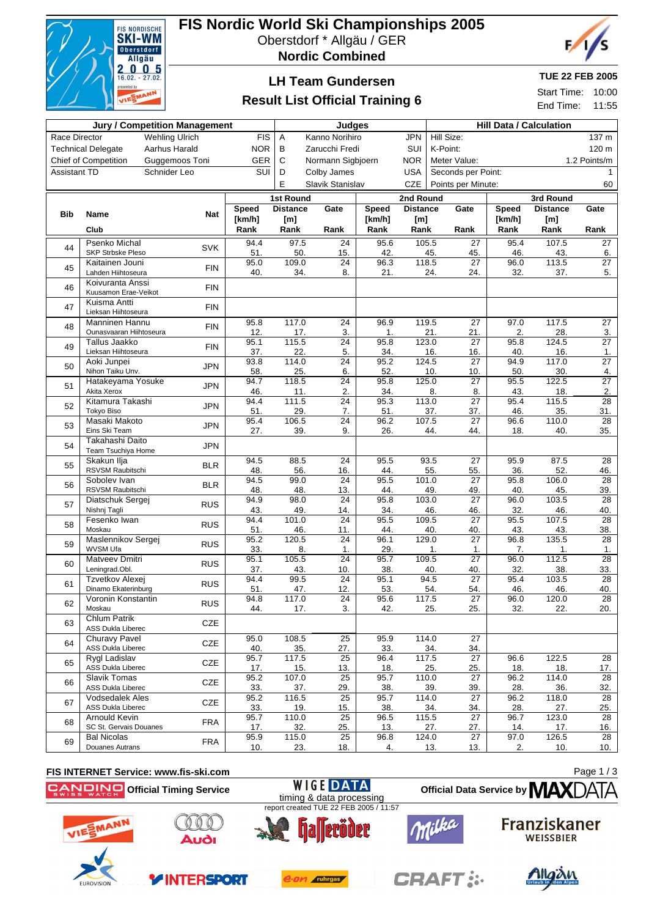# FIS Nordic World Ski Championships 2005

Oberstdorf * Allgäu / GER

**Nordic Combined**

## LH Team Gundersen

## Result List Official Training 6

**TUE 22 FEB 2005**

Start Time: 10:00

End Time: 11:55

| Jury / Competition Management | | | Judges | | | Hill Data / Calculation | |
|---|---|---|---|---|---|---|---|
| Race Director | Wehling Ulrich | FIS | A | Kanno Norihiro | JPN | Hill Size: | 137 m |
| Technical Delegate | Aarhus Harald | NOR | B | Zarucchi Fredi | SUI | K-Point: | 120 m |
| Chief of Competition | Guggemoos Toni | GER | C | Normann Sigbjoern | NOR | Meter Value: | 1.2 Points/m |
| Assistant TD | Schnider Leo | SUI | D | Colby James | USA | Seconds per Point: | 1 |
| | | | E | Slavik Stanislav | CZE | Points per Minute: | 60 |

| Bib | Name / Club | Nat | 1st Round Speed [km/h] Rank | 1st Round Distance [m] Rank | 1st Round Gate Rank | 2nd Round Speed [km/h] Rank | 2nd Round Distance [m] Rank | 2nd Round Gate Rank | 3rd Round Speed [km/h] Rank | 3rd Round Distance [m] Rank | 3rd Round Gate Rank |
|---|---|---|---|---|---|---|---|---|---|---|---|
| 44 | Psenko Michal<br>SKP Strbske Pleso | SVK | 94.4<br>51. | 97.5<br>50. | 24<br>15. | 95.6<br>42. | 105.5<br>45. | 27<br>45. | 95.4<br>46. | 107.5<br>43. | 27<br>6. |
| 45 | Kaitainen Jouni<br>Lahden Hiihtoseura | FIN | 95.0<br>40. | 109.0<br>34. | 24<br>8. | 96.3<br>21. | 118.5<br>24. | 27<br>24. | 96.0<br>32. | 113.5<br>37. | 27<br>5. |
| 46 | Koivuranta Anssi<br>Kuusamon Erae-Veikot | FIN | | | | | | | | | |
| 47 | Kuisma Antti<br>Lieksan Hiihtoseura | FIN | | | | | | | | | |
| 48 | Manninen Hannu<br>Ounasvaaran Hiihtoseura | FIN | 95.8<br>12. | 117.0<br>17. | 24<br>3. | 96.9<br>1. | 119.5<br>21. | 27<br>21. | 97.0<br>2. | 117.5<br>28. | 27<br>3. |
| 49 | Tallus Jaakko<br>Lieksan Hiihtoseura | FIN | 95.1<br>37. | 115.5<br>22. | 24<br>5. | 95.8<br>34. | 123.0<br>16. | 27<br>16. | 95.8<br>40. | 124.5<br>16. | 27<br>1. |
| 50 | Aoki Junpei<br>Nihon Taiku Unv. | JPN | 93.8<br>58. | 114.0<br>25. | 24<br>6. | 95.2<br>52. | 124.5<br>10. | 27<br>10. | 94.9<br>50. | 117.0<br>30. | 27<br>4. |
| 51 | Hatakeyama Yosuke<br>Akita Xerox | JPN | 94.7<br>46. | 118.5<br>11. | 24<br>2. | 95.8<br>34. | 125.0<br>8. | 27<br>8. | 95.5<br>43. | 122.5<br>18. | 27<br>2. |
| 52 | Kitamura Takashi<br>Tokyo Biso | JPN | 94.4<br>51. | 111.5<br>29. | 24<br>7. | 95.3<br>51. | 113.0<br>37. | 27<br>37. | 95.4<br>46. | 115.5<br>35. | 28<br>31. |
| 53 | Masaki Makoto<br>Eins Ski Team | JPN | 95.4<br>27. | 106.5<br>39. | 24<br>9. | 96.2<br>26. | 107.5<br>44. | 27<br>44. | 96.6<br>18. | 110.0<br>40. | 28<br>35. |
| 54 | Takahashi Daito<br>Team Tsuchiya Home | JPN | | | | | | | | | |
| 55 | Skakun Ilja<br>RSVSM Raubitschi | BLR | 94.5<br>48. | 88.5<br>56. | 24<br>16. | 95.5<br>44. | 93.5<br>55. | 27<br>55. | 95.9<br>36. | 87.5<br>52. | 28<br>46. |
| 56 | Sobolev Ivan<br>RSVSM Raubitschi | BLR | 94.5<br>48. | 99.0<br>48. | 24<br>13. | 95.5<br>44. | 101.0<br>49. | 27<br>49. | 95.8<br>40. | 106.0<br>45. | 28<br>39. |
| 57 | Diatschuk Sergej<br>Nishnj Tagli | RUS | 94.9<br>43. | 98.0<br>49. | 24<br>14. | 95.8<br>34. | 103.0<br>46. | 27<br>46. | 96.0<br>32. | 103.5<br>46. | 28<br>40. |
| 58 | Fesenko Iwan<br>Moskau | RUS | 94.4<br>51. | 101.0<br>46. | 24<br>11. | 95.5<br>44. | 109.5<br>40. | 27<br>40. | 95.5<br>43. | 107.5<br>43. | 28<br>38. |
| 59 | Maslennikov Sergej<br>WVSM Ufa | RUS | 95.2<br>33. | 120.5<br>8. | 24<br>1. | 96.1<br>29. | 129.0<br>1. | 27<br>1. | 96.8<br>7. | 135.5<br>1. | 28<br>1. |
| 60 | Matveev Dmitri<br>Leningrad.Obl. | RUS | 95.1<br>37. | 105.5<br>43. | 24<br>10. | 95.7<br>38. | 109.5<br>40. | 27<br>40. | 96.0<br>32. | 112.5<br>38. | 28<br>33. |
| 61 | Tzvetkov Alexej<br>Dinamo Ekaterinburg | RUS | 94.4<br>51. | 99.5<br>47. | 24<br>12. | 95.1<br>53. | 94.5<br>54. | 27<br>54. | 95.4<br>46. | 103.5<br>46. | 28<br>40. |
| 62 | Voronin Konstantin<br>Moskau | RUS | 94.8<br>44. | 117.0<br>17. | 24<br>3. | 95.6<br>42. | 117.5<br>25. | 27<br>25. | 96.0<br>32. | 120.0<br>22. | 28<br>20. |
| 63 | Chlum Patrik<br>ASS Dukla Liberec | CZE | | | | | | | | | |
| 64 | Churavy Pavel<br>ASS Dukla Liberec | CZE | 95.0<br>40. | 108.5<br>35. | 25<br>27. | 95.9<br>33. | 114.0<br>34. | 27<br>34. | | | |
| 65 | Rygl Ladislav<br>ASS Dukla Liberec | CZE | 95.7<br>17. | 117.5<br>15. | 25<br>13. | 96.4<br>18. | 117.5<br>25. | 27<br>25. | 96.6<br>18. | 122.5<br>18. | 28<br>17. |
| 66 | Slavik Tomas<br>ASS Dukla Liberec | CZE | 95.2<br>33. | 107.0<br>37. | 25<br>29. | 95.7<br>38. | 110.0<br>39. | 27<br>39. | 96.2<br>28. | 114.0<br>36. | 28<br>32. |
| 67 | Vodsedalek Ales<br>ASS Dukla Liberec | CZE | 95.2<br>33. | 116.5<br>19. | 25<br>15. | 95.7<br>38. | 114.0<br>34. | 27<br>34. | 96.2<br>28. | 118.0<br>27. | 28<br>25. |
| 68 | Arnould Kevin<br>SC St. Gervais Douanes | FRA | 95.7<br>17. | 110.0<br>32. | 25<br>25. | 96.5<br>13. | 115.5<br>27. | 27<br>27. | 96.7<br>14. | 123.0<br>17. | 28<br>16. |
| 69 | Bal Nicolas<br>Douanes Autrans | FRA | 95.9<br>10. | 115.0<br>23. | 25<br>18. | 96.8<br>4. | 124.0<br>13. | 27<br>13. | 97.0<br>2. | 126.5<br>10. | 28<br>10. |

FIS INTERNET Service: www.fis-ski.com

Official Timing Service

WIGE DATA timing & data processing

report created TUE 22 FEB 2005 / 11:57

Official Data Service by MAXDATA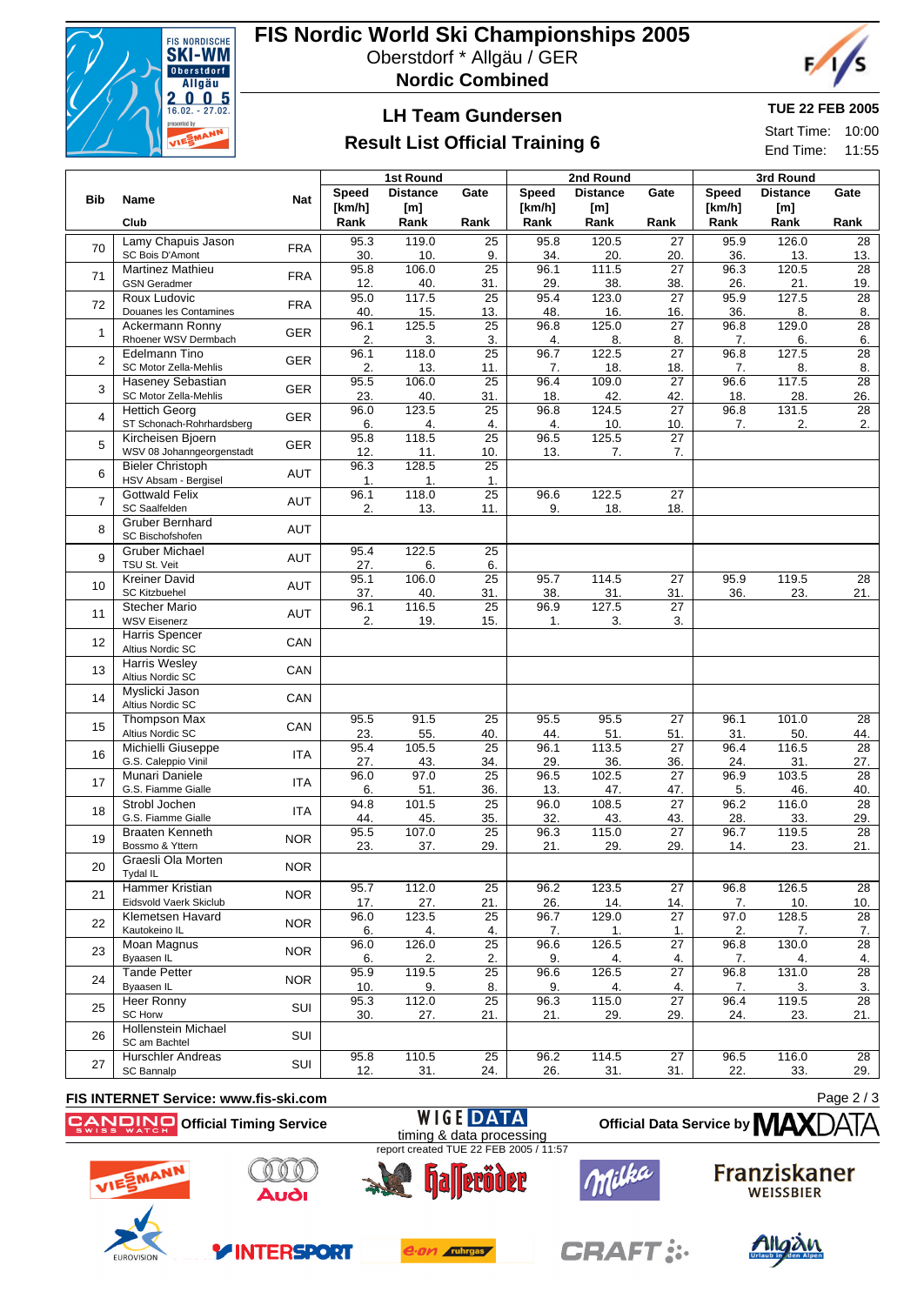# FIS Nordic World Ski Championships 2005

Oberstdorf * Allgäu / GER

**Nordic Combined**

## LH Team Gundersen

## Result List Official Training 6

**TUE 22 FEB 2005**

Start Time: 10:00

End Time: 11:55

| Bib | Name / Club | Nat | 1st Round Speed [km/h] / Rank | 1st Round Distance [m] / Rank | 1st Round Gate / Rank | 2nd Round Speed [km/h] / Rank | 2nd Round Distance [m] / Rank | 2nd Round Gate / Rank | 3rd Round Speed [km/h] / Rank | 3rd Round Distance [m] / Rank | 3rd Round Gate / Rank |
|---|---|---|---|---|---|---|---|---|---|---|---|
| 70 | Lamy Chapuis Jason / SC Bois D'Amont | FRA | 95.3 / 30. | 119.0 / 10. | 25 / 9. | 95.8 / 34. | 120.5 / 20. | 27 / 20. | 95.9 / 36. | 126.0 / 13. | 28 / 13. |
| 71 | Martinez Mathieu / GSN Geradmer | FRA | 95.8 / 12. | 106.0 / 40. | 25 / 31. | 96.1 / 29. | 111.5 / 38. | 27 / 38. | 96.3 / 26. | 120.5 / 21. | 28 / 19. |
| 72 | Roux Ludovic / Douanes les Contamines | FRA | 95.0 / 40. | 117.5 / 15. | 25 / 13. | 95.4 / 48. | 123.0 / 16. | 27 / 16. | 95.9 / 36. | 127.5 / 8. | 28 / 8. |
| 1 | Ackermann Ronny / Rhoener WSV Dermbach | GER | 96.1 / 2. | 125.5 / 3. | 25 / 3. | 96.8 / 4. | 125.0 / 8. | 27 / 8. | 96.8 / 7. | 129.0 / 6. | 28 / 6. |
| 2 | Edelmann Tino / SC Motor Zella-Mehlis | GER | 96.1 / 2. | 118.0 / 13. | 25 / 11. | 96.7 / 7. | 122.5 / 18. | 27 / 18. | 96.8 / 7. | 127.5 / 8. | 28 / 8. |
| 3 | Haseney Sebastian / SC Motor Zella-Mehlis | GER | 95.5 / 23. | 106.0 / 40. | 25 / 31. | 96.4 / 18. | 109.0 / 42. | 27 / 42. | 96.6 / 18. | 117.5 / 28. | 28 / 26. |
| 4 | Hettich Georg / ST Schonach-Rohrhardsberg | GER | 96.0 / 6. | 123.5 / 4. | 25 / 4. | 96.8 / 4. | 124.5 / 10. | 27 / 10. | 96.8 / 7. | 131.5 / 2. | 28 / 2. |
| 5 | Kircheisen Bjoern / WSV 08 Johanngeorgenstadt | GER | 95.8 / 12. | 118.5 / 11. | 25 / 10. | 96.5 / 13. | 125.5 / 7. | 27 / 7. | | | |
| 6 | Bieler Christoph / HSV Absam - Bergisel | AUT | 96.3 / 1. | 128.5 / 1. | 25 / 1. | | | | | | |
| 7 | Gottwald Felix / SC Saalfelden | AUT | 96.1 / 2. | 118.0 / 13. | 25 / 11. | 96.6 / 9. | 122.5 / 18. | 27 / 18. | | | |
| 8 | Gruber Bernhard / SC Bischofshofen | AUT | | | | | | | | | |
| 9 | Gruber Michael / TSU St. Veit | AUT | 95.4 / 27. | 122.5 / 6. | 25 / 6. | | | | | | |
| 10 | Kreiner David / SC Kitzbuehel | AUT | 95.1 / 37. | 106.0 / 40. | 25 / 31. | 95.7 / 38. | 114.5 / 31. | 27 / 31. | 95.9 / 36. | 119.5 / 23. | 28 / 21. |
| 11 | Stecher Mario / WSV Eisenerz | AUT | 96.1 / 2. | 116.5 / 19. | 25 / 15. | 96.9 / 1. | 127.5 / 3. | 27 / 3. | | | |
| 12 | Harris Spencer / Altius Nordic SC | CAN | | | | | | | | | |
| 13 | Harris Wesley / Altius Nordic SC | CAN | | | | | | | | | |
| 14 | Myslicki Jason / Altius Nordic SC | CAN | | | | | | | | | |
| 15 | Thompson Max / Altius Nordic SC | CAN | 95.5 / 23. | 91.5 / 55. | 25 / 40. | 95.5 / 44. | 95.5 / 51. | 27 / 51. | 96.1 / 31. | 101.0 / 50. | 28 / 44. |
| 16 | Michielli Giuseppe / G.S. Caleppio Vinil | ITA | 95.4 / 27. | 105.5 / 43. | 25 / 34. | 96.1 / 29. | 113.5 / 36. | 27 / 36. | 96.4 / 24. | 116.5 / 31. | 28 / 27. |
| 17 | Munari Daniele / G.S. Fiamme Gialle | ITA | 96.0 / 6. | 97.0 / 51. | 25 / 36. | 96.5 / 13. | 102.5 / 47. | 27 / 47. | 96.9 / 5. | 103.5 / 46. | 28 / 40. |
| 18 | Strobl Jochen / G.S. Fiamme Gialle | ITA | 94.8 / 44. | 101.5 / 45. | 25 / 35. | 96.0 / 32. | 108.5 / 43. | 27 / 43. | 96.2 / 28. | 116.0 / 33. | 28 / 29. |
| 19 | Braaten Kenneth / Bossmo & Yttern | NOR | 95.5 / 23. | 107.0 / 37. | 25 / 29. | 96.3 / 21. | 115.0 / 29. | 27 / 29. | 96.7 / 14. | 119.5 / 23. | 28 / 21. |
| 20 | Graesli Ola Morten / Tydal IL | NOR | | | | | | | | | |
| 21 | Hammer Kristian / Eidsvold Vaerk Skiclub | NOR | 95.7 / 17. | 112.0 / 27. | 25 / 21. | 96.2 / 26. | 123.5 / 14. | 27 / 14. | 96.8 / 7. | 126.5 / 10. | 28 / 10. |
| 22 | Klemetsen Havard / Kautokeino IL | NOR | 96.0 / 6. | 123.5 / 4. | 25 / 4. | 96.7 / 7. | 129.0 / 1. | 27 / 1. | 97.0 / 2. | 128.5 / 7. | 28 / 7. |
| 23 | Moan Magnus / Byaasen IL | NOR | 96.0 / 6. | 126.0 / 2. | 25 / 2. | 96.6 / 9. | 126.5 / 4. | 27 / 4. | 96.8 / 7. | 130.0 / 4. | 28 / 4. |
| 24 | Tande Petter / Byaasen IL | NOR | 95.9 / 10. | 119.5 / 9. | 25 / 8. | 96.6 / 9. | 126.5 / 4. | 27 / 4. | 96.8 / 7. | 131.0 / 3. | 28 / 3. |
| 25 | Heer Ronny / SC Horw | SUI | 95.3 / 30. | 112.0 / 27. | 25 / 21. | 96.3 / 21. | 115.0 / 29. | 27 / 29. | 96.4 / 24. | 119.5 / 23. | 28 / 21. |
| 26 | Hollenstein Michael / SC am Bachtel | SUI | | | | | | | | | |
| 27 | Hurschler Andreas / SC Bannalp | SUI | 95.8 / 12. | 110.5 / 31. | 25 / 24. | 96.2 / 26. | 114.5 / 31. | 27 / 31. | 96.5 / 22. | 116.0 / 33. | 28 / 29. |

FIS INTERNET Service: www.fis-ski.com

Official Timing Service: CANDINO SWISS WATCH

WIGE DATA timing & data processing

report created TUE 22 FEB 2005 / 11:57

Official Data Service by MAXDATA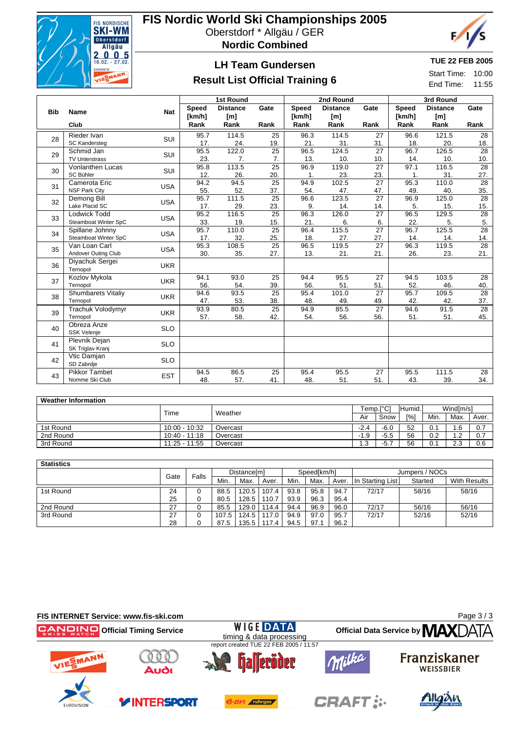# FIS Nordic World Ski Championships 2005

Oberstdorf * Allgäu / GER

**Nordic Combined**

## LH Team Gundersen

## Result List Official Training 6

**TUE 22 FEB 2005**

Start Time: 10:00
End Time: 11:55

| Bib | Name / Club | Nat | 1st Round Speed [km/h] / Rank | 1st Round Distance [m] / Rank | 1st Round Gate / Rank | 2nd Round Speed [km/h] / Rank | 2nd Round Distance [m] / Rank | 2nd Round Gate / Rank | 3rd Round Speed [km/h] / Rank | 3rd Round Distance [m] / Rank | 3rd Round Gate / Rank |
|---|---|---|---|---|---|---|---|---|---|---|---|
| 28 | Rieder Ivan / SC Kandersteg | SUI | 95.7 / 17. | 114.5 / 24. | 25 / 19. | 96.3 / 21. | 114.5 / 31. | 27 / 31. | 96.6 / 18. | 121.5 / 20. | 28 / 18. |
| 29 | Schmid Jan / TV Unterstrass | SUI | 95.5 / 23. | 122.0 / 7. | 25 / 7. | 96.5 / 13. | 124.5 / 10. | 27 / 10. | 96.7 / 14. | 126.5 / 10. | 28 / 10. |
| 30 | Vonlanthen Lucas / SC Bühler | SUI | 95.8 / 12. | 113.5 / 26. | 25 / 20. | 96.9 / 1. | 119.0 / 23. | 27 / 23. | 97.1 / 1. | 116.5 / 31. | 28 / 27. |
| 31 | Camerota Eric / NSF Park City | USA | 94.2 / 55. | 94.5 / 52. | 25 / 37. | 94.9 / 54. | 102.5 / 47. | 27 / 47. | 95.3 / 49. | 110.0 / 40. | 28 / 35. |
| 32 | Demong Bill / Lake Placid SC | USA | 95.7 / 17. | 111.5 / 29. | 25 / 23. | 96.6 / 9. | 123.5 / 14. | 27 / 14. | 96.9 / 5. | 125.0 / 15. | 28 / 15. |
| 33 | Lodwick Todd / Steamboat Winter SpC | USA | 95.2 / 33. | 116.5 / 19. | 25 / 15. | 96.3 / 21. | 126.0 / 6. | 27 / 6. | 96.5 / 22. | 129.5 / 5. | 28 / 5. |
| 34 | Spillane Johnny / Steamboat Winter SpC | USA | 95.7 / 17. | 110.0 / 32. | 25 / 25. | 96.4 / 18. | 115.5 / 27. | 27 / 27. | 96.7 / 14. | 125.5 / 14. | 28 / 14. |
| 35 | Van Loan Carl / Andover Outing Club | USA | 95.3 / 30. | 108.5 / 35. | 25 / 27. | 96.5 / 13. | 119.5 / 21. | 27 / 21. | 96.3 / 26. | 119.5 / 23. | 28 / 21. |
| 36 | Diyachuk Sergei / Ternopol | UKR | | | | | | | | | |
| 37 | Kozlov Mykola / Ternopol | UKR | 94.1 / 56. | 93.0 / 54. | 25 / 39. | 94.4 / 56. | 95.5 / 51. | 27 / 51. | 94.5 / 52. | 103.5 / 46. | 28 / 40. |
| 38 | Shumbarets Vitaliy / Ternopol | UKR | 94.6 / 47. | 93.5 / 53. | 25 / 38. | 95.4 / 48. | 101.0 / 49. | 27 / 49. | 95.7 / 42. | 109.5 / 42. | 28 / 37. |
| 39 | Trachuk Volodymyr / Ternopol | UKR | 93.9 / 57. | 80.5 / 58. | 25 / 42. | 94.9 / 54. | 85.5 / 56. | 27 / 56. | 94.6 / 51. | 91.5 / 51. | 28 / 45. |
| 40 | Obreza Anze / SSK Velenje | SLO | | | | | | | | | |
| 41 | Plevnik Dejan / SK Triglav Kranj | SLO | | | | | | | | | |
| 42 | Vtic Damjan / SD Zabrdje | SLO | | | | | | | | | |
| 43 | Pikkor Tambet / Nomme Ski Club | EST | 94.5 / 48. | 86.5 / 57. | 25 / 41. | 95.4 / 48. | 95.5 / 51. | 27 / 51. | 95.5 / 43. | 111.5 / 39. | 28 / 34. |

**Weather Information**

| | Time | Weather | Temp.[°C] Air | Temp.[°C] Snow | Humid. [%] | Wind[m/s] Min. | Wind[m/s] Max. | Wind[m/s] Aver. |
|---|---|---|---|---|---|---|---|---|
| 1st Round | 10:00 - 10:32 | Overcast | -2.4 | -6.0 | 52 | 0.1 | 1.6 | 0.7 |
| 2nd Round | 10:40 - 11:18 | Overcast | -1.9 | -5.5 | 56 | 0.2 | 1.2 | 0.7 |
| 3rd Round | 11:25 - 11:55 | Overcast | 1.3 | -5.7 | 56 | 0.1 | 2.3 | 0.6 |

**Statistics**

| | Gate | Falls | Distance[m] Min. | Distance[m] Max. | Distance[m] Aver. | Speed[km/h] Min. | Speed[km/h] Max. | Speed[km/h] Aver. | Jumpers / NOCs In Starting List | Jumpers / NOCs Started | Jumpers / NOCs With Results |
|---|---|---|---|---|---|---|---|---|---|---|---|
| 1st Round | 24 | 0 | 88.5 | 120.5 | 107.4 | 93.8 | 95.8 | 94.7 | 72/17 | 58/16 | 58/16 |
| | 25 | 0 | 80.5 | 128.5 | 110.7 | 93.9 | 96.3 | 95.4 | | | |
| 2nd Round | 27 | 0 | 85.5 | 129.0 | 114.4 | 94.4 | 96.9 | 96.0 | 72/17 | 56/16 | 56/16 |
| 3rd Round | 27 | 0 | 107.5 | 124.5 | 117.0 | 94.9 | 97.0 | 95.7 | 72/17 | 52/16 | 52/16 |
| | 28 | 0 | 87.5 | 135.5 | 117.4 | 94.5 | 97.1 | 96.2 | | | |

FIS INTERNET Service: www.fis-ski.com

Official Timing Service — WIGE DATA timing & data processing — Official Data Service by MAXDATA

report created TUE 22 FEB 2005 / 11:57